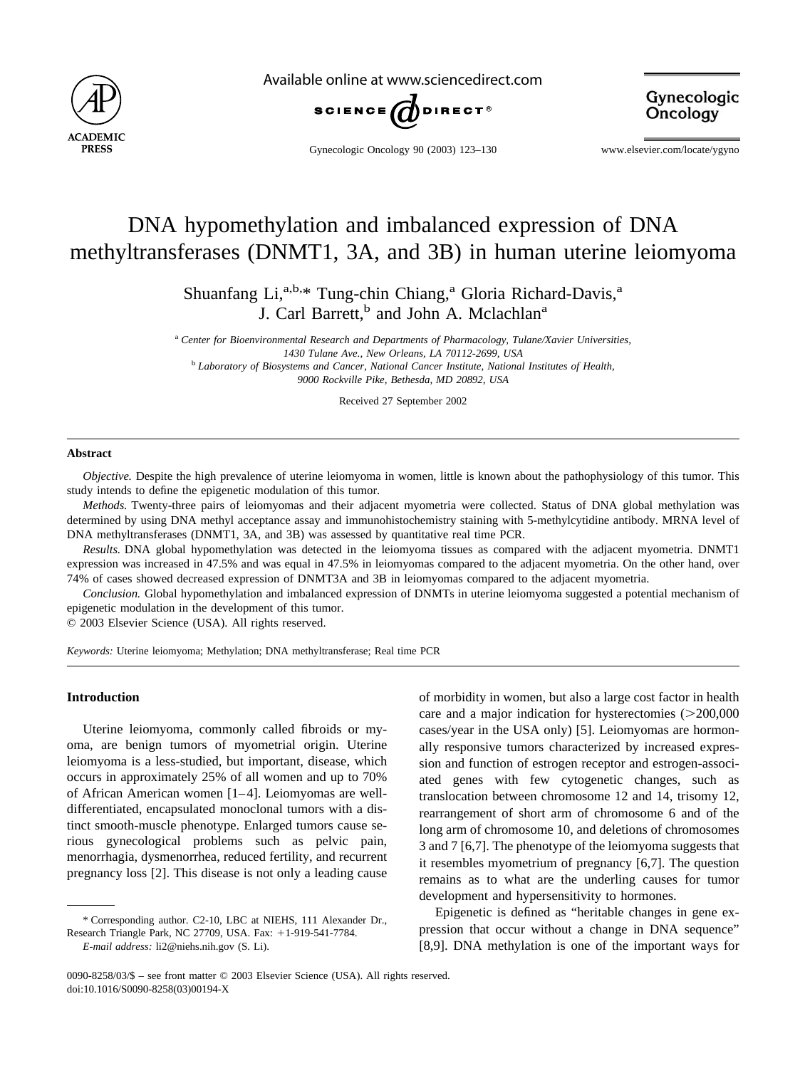# DNA hypomethylation and imbalanced expression of DNA methyltransferases (DNMT1, 3A, and 3B) in human uterine leiomyoma

Shuanfang Li,[a,b,*] Tung-chin Chiang,[a] Gloria Richard-Davis,[a] J. Carl Barrett,[b] and John A. Mclachlan[a]

[a] *Center for Bioenvironmental Research and Departments of Pharmacology, Tulane/Xavier Universities, 1430 Tulane Ave., New Orleans, LA 70112-2699, USA*

[b] *Laboratory of Biosystems and Cancer, National Cancer Institute, National Institutes of Health, 9000 Rockville Pike, Bethesda, MD 20892, USA*

Received 27 September 2002

## Abstract

*Objective.* Despite the high prevalence of uterine leiomyoma in women, little is known about the pathophysiology of this tumor. This study intends to define the epigenetic modulation of this tumor.

*Methods.* Twenty-three pairs of leiomyomas and their adjacent myometria were collected. Status of DNA global methylation was determined by using DNA methyl acceptance assay and immunohistochemistry staining with 5-methylcytidine antibody. MRNA level of DNA methyltransferases (DNMT1, 3A, and 3B) was assessed by quantitative real time PCR.

*Results.* DNA global hypomethylation was detected in the leiomyoma tissues as compared with the adjacent myometria. DNMT1 expression was increased in 47.5% and was equal in 47.5% in leiomyomas compared to the adjacent myometria. On the other hand, over 74% of cases showed decreased expression of DNMT3A and 3B in leiomyomas compared to the adjacent myometria.

*Conclusion.* Global hypomethylation and imbalanced expression of DNMTs in uterine leiomyoma suggested a potential mechanism of epigenetic modulation in the development of this tumor.

© 2003 Elsevier Science (USA). All rights reserved.

*Keywords:* Uterine leiomyoma; Methylation; DNA methyltransferase; Real time PCR

## Introduction

Uterine leiomyoma, commonly called fibroids or myoma, are benign tumors of myometrial origin. Uterine leiomyoma is a less-studied, but important, disease, which occurs in approximately 25% of all women and up to 70% of African American women [1–4]. Leiomyomas are well-differentiated, encapsulated monoclonal tumors with a distinct smooth-muscle phenotype. Enlarged tumors cause serious gynecological problems such as pelvic pain, menorrhagia, dysmenorrhea, reduced fertility, and recurrent pregnancy loss [2]. This disease is not only a leading cause of morbidity in women, but also a large cost factor in health care and a major indication for hysterectomies (>200,000 cases/year in the USA only) [5]. Leiomyomas are hormonally responsive tumors characterized by increased expression and function of estrogen receptor and estrogen-associated genes with few cytogenetic changes, such as translocation between chromosome 12 and 14, trisomy 12, rearrangement of short arm of chromosome 6 and of the long arm of chromosome 10, and deletions of chromosomes 3 and 7 [6,7]. The phenotype of the leiomyoma suggests that it resembles myometrium of pregnancy [6,7]. The question remains as to what are the underling causes for tumor development and hypersensitivity to hormones.

Epigenetic is defined as "heritable changes in gene expression that occur without a change in DNA sequence" [8,9]. DNA methylation is one of the important ways for

\* Corresponding author. C2-10, LBC at NIEHS, 111 Alexander Dr., Research Triangle Park, NC 27709, USA. Fax: +1-919-541-7784.

*E-mail address:* li2@niehs.nih.gov (S. Li).

0090-8258/03/$ – see front matter © 2003 Elsevier Science (USA). All rights reserved.
doi:10.1016/S0090-8258(03)00194-X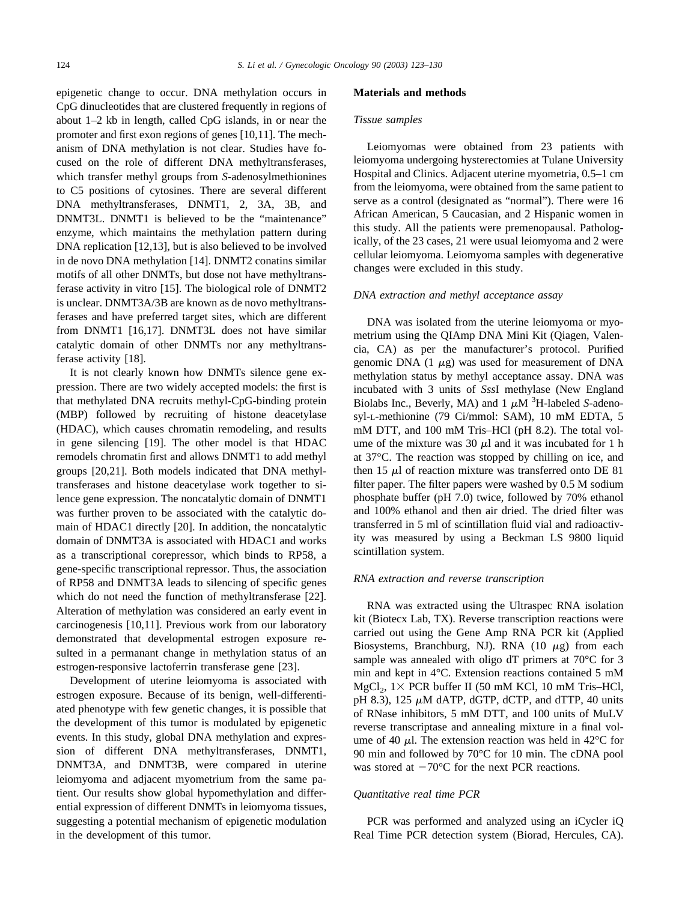epigenetic change to occur. DNA methylation occurs in CpG dinucleotides that are clustered frequently in regions of about 1–2 kb in length, called CpG islands, in or near the promoter and first exon regions of genes [10,11]. The mechanism of DNA methylation is not clear. Studies have focused on the role of different DNA methyltransferases, which transfer methyl groups from *S*-adenosylmethionines to C5 positions of cytosines. There are several different DNA methyltransferases, DNMT1, 2, 3A, 3B, and DNMT3L. DNMT1 is believed to be the "maintenance" enzyme, which maintains the methylation pattern during DNA replication [12,13], but is also believed to be involved in de novo DNA methylation [14]. DNMT2 conatins similar motifs of all other DNMTs, but dose not have methyltransferase activity in vitro [15]. The biological role of DNMT2 is unclear. DNMT3A/3B are known as de novo methyltransferases and have preferred target sites, which are different from DNMT1 [16,17]. DNMT3L does not have similar catalytic domain of other DNMTs nor any methyltransferase activity [18].

It is not clearly known how DNMTs silence gene expression. There are two widely accepted models: the first is that methylated DNA recruits methyl-CpG-binding protein (MBP) followed by recruiting of histone deacetylase (HDAC), which causes chromatin remodeling, and results in gene silencing [19]. The other model is that HDAC remodels chromatin first and allows DNMT1 to add methyl groups [20,21]. Both models indicated that DNA methyltransferases and histone deacetylase work together to silence gene expression. The noncatalytic domain of DNMT1 was further proven to be associated with the catalytic domain of HDAC1 directly [20]. In addition, the noncatalytic domain of DNMT3A is associated with HDAC1 and works as a transcriptional corepressor, which binds to RP58, a gene-specific transcriptional repressor. Thus, the association of RP58 and DNMT3A leads to silencing of specific genes which do not need the function of methyltransferase [22]. Alteration of methylation was considered an early event in carcinogenesis [10,11]. Previous work from our laboratory demonstrated that developmental estrogen exposure resulted in a permanant change in methylation status of an estrogen-responsive lactoferrin transferase gene [23].

Development of uterine leiomyoma is associated with estrogen exposure. Because of its benign, well-differentiated phenotype with few genetic changes, it is possible that the development of this tumor is modulated by epigenetic events. In this study, global DNA methylation and expression of different DNA methyltransferases, DNMT1, DNMT3A, and DNMT3B, were compared in uterine leiomyoma and adjacent myometrium from the same patient. Our results show global hypomethylation and differential expression of different DNMTs in leiomyoma tissues, suggesting a potential mechanism of epigenetic modulation in the development of this tumor.

## Materials and methods

### *Tissue samples*

Leiomyomas were obtained from 23 patients with leiomyoma undergoing hysterectomies at Tulane University Hospital and Clinics. Adjacent uterine myometria, 0.5–1 cm from the leiomyoma, were obtained from the same patient to serve as a control (designated as "normal"). There were 16 African American, 5 Caucasian, and 2 Hispanic women in this study. All the patients were premenopausal. Pathologically, of the 23 cases, 21 were usual leiomyoma and 2 were cellular leiomyoma. Leiomyoma samples with degenerative changes were excluded in this study.

### *DNA extraction and methyl acceptance assay*

DNA was isolated from the uterine leiomyoma or myometrium using the QIAmp DNA Mini Kit (Qiagen, Valencia, CA) as per the manufacturer's protocol. Purified genomic DNA (1 $\mu$g) was used for measurement of DNA methylation status by methyl acceptance assay. DNA was incubated with 3 units of *Sss*I methylase (New England Biolabs Inc., Beverly, MA) and 1 $\mu$M $^{3}$H-labeled *S*-adenosyl-L-methionine (79 Ci/mmol: SAM), 10 mM EDTA, 5 mM DTT, and 100 mM Tris–HCl (pH 8.2). The total volume of the mixture was 30 $\mu$l and it was incubated for 1 h at 37°C. The reaction was stopped by chilling on ice, and then 15 $\mu$l of reaction mixture was transferred onto DE 81 filter paper. The filter papers were washed by 0.5 M sodium phosphate buffer (pH 7.0) twice, followed by 70% ethanol and 100% ethanol and then air dried. The dried filter was transferred in 5 ml of scintillation fluid vial and radioactivity was measured by using a Beckman LS 9800 liquid scintillation system.

### *RNA extraction and reverse transcription*

RNA was extracted using the Ultraspec RNA isolation kit (Biotecx Lab, TX). Reverse transcription reactions were carried out using the Gene Amp RNA PCR kit (Applied Biosystems, Branchburg, NJ). RNA (10 $\mu$g) from each sample was annealed with oligo dT primers at 70°C for 3 min and kept in 4°C. Extension reactions contained 5 mM $MgCl_2$, 1× PCR buffer II (50 mM KCl, 10 mM Tris–HCl, pH 8.3), 125 $\mu$M dATP, dGTP, dCTP, and dTTP, 40 units of RNase inhibitors, 5 mM DTT, and 100 units of MuLV reverse transcriptase and annealing mixture in a final volume of 40 $\mu$l. The extension reaction was held in 42°C for 90 min and followed by 70°C for 10 min. The cDNA pool was stored at −70°C for the next PCR reactions.

### *Quantitative real time PCR*

PCR was performed and analyzed using an iCycler iQ Real Time PCR detection system (Biorad, Hercules, CA).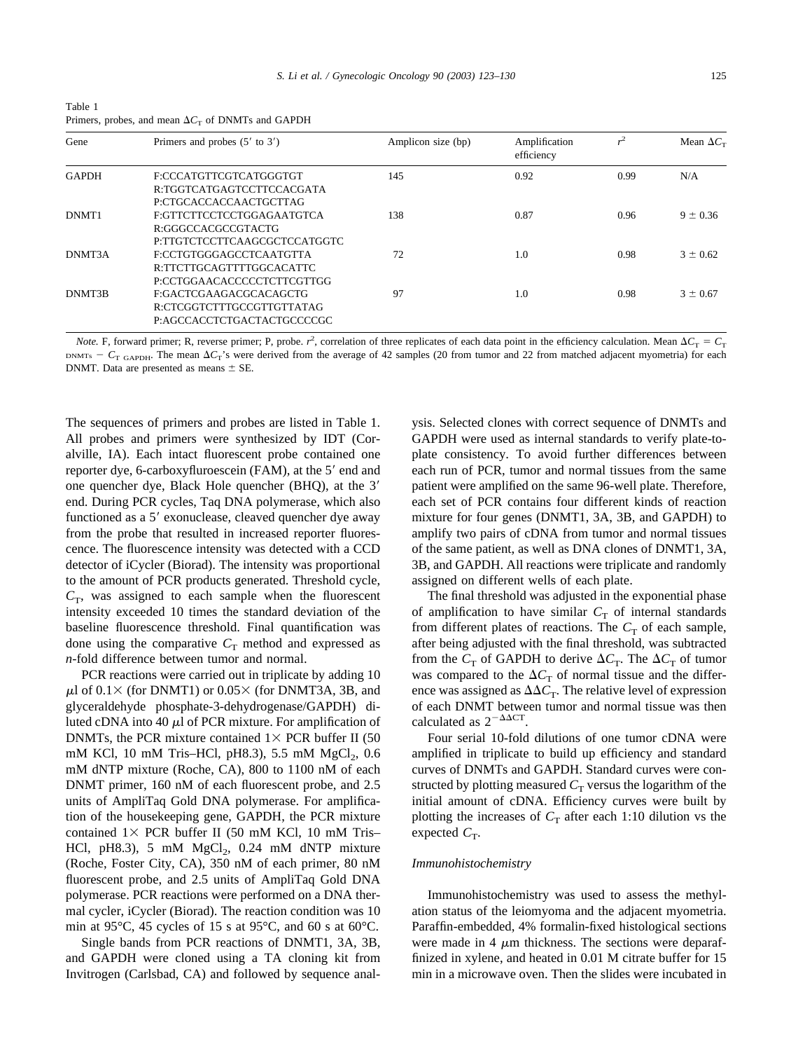Table 1
Primers, probes, and mean $\Delta C_T$ of DNMTs and GAPDH

| Gene | Primers and probes (5′ to 3′) | Amplicon size (bp) | Amplification efficiency | $r^2$ | Mean $\Delta C_T$ |
|---|---|---|---|---|---|
| GAPDH | F:CCCATGTTCGTCATGGGTGT<br>R:TGGTCATGAGTCCTTCCACGATA<br>P:CTGCACCACCAACTGCTTAG | 145 | 0.92 | 0.99 | N/A |
| DNMT1 | F:GTTCTTCCTCCTGGAGAATGTCA<br>R:GGGCCACGCCGTACTG<br>P:TTGTCTCCTTCAAGCGCTCCATGGTC | 138 | 0.87 | 0.96 | 9 ± 0.36 |
| DNMT3A | F:CCTGTGGGAGCCTCAATGTTA<br>R:TTCTTGCAGTTTTGGCACATTC<br>P:CCTGGAACACCCCCTCTTCGTTGG | 72 | 1.0 | 0.98 | 3 ± 0.62 |
| DNMT3B | F:GACTCGAAGACGCACAGCTG<br>R:CTCGGTCTTTGCCGTTGTTATAG<br>P:AGCCACCTCTGACTACTGCCCCGC | 97 | 1.0 | 0.98 | 3 ± 0.67 |

*Note.* F, forward primer; R, reverse primer; P, probe. $r^2$, correlation of three replicates of each data point in the efficiency calculation. Mean $\Delta C_T = C_{T\ \mathrm{DNMTs}} - C_{T\ \mathrm{GAPDH}}$. The mean $\Delta C_T$'s were derived from the average of 42 samples (20 from tumor and 22 from matched adjacent myometria) for each DNMT. Data are presented as means ± SE.

The sequences of primers and probes are listed in Table 1. All probes and primers were synthesized by IDT (Coralville, IA). Each intact fluorescent probe contained one reporter dye, 6-carboxyfluroescein (FAM), at the 5′ end and one quencher dye, Black Hole quencher (BHQ), at the 3′ end. During PCR cycles, Taq DNA polymerase, which also functioned as a 5′ exonuclease, cleaved quencher dye away from the probe that resulted in increased reporter fluorescence. The fluorescence intensity was detected with a CCD detector of iCycler (Biorad). The intensity was proportional to the amount of PCR products generated. Threshold cycle, $C_T$, was assigned to each sample when the fluorescent intensity exceeded 10 times the standard deviation of the baseline fluorescence threshold. Final quantification was done using the comparative $C_T$ method and expressed as *n*-fold difference between tumor and normal.

PCR reactions were carried out in triplicate by adding 10 $\mu$l of 0.1× (for DNMT1) or 0.05× (for DNMT3A, 3B, and glyceraldehyde phosphate-3-dehydrogenase/GAPDH) diluted cDNA into 40 $\mu$l of PCR mixture. For amplification of DNMTs, the PCR mixture contained 1× PCR buffer II (50 mM KCl, 10 mM Tris–HCl, pH8.3), 5.5 mM $MgCl_2$, 0.6 mM dNTP mixture (Roche, CA), 800 to 1100 nM of each DNMT primer, 160 nM of each fluorescent probe, and 2.5 units of AmpliTaq Gold DNA polymerase. For amplification of the housekeeping gene, GAPDH, the PCR mixture contained 1× PCR buffer II (50 mM KCl, 10 mM Tris–HCl, pH8.3), 5 mM $MgCl_2$, 0.24 mM dNTP mixture (Roche, Foster City, CA), 350 nM of each primer, 80 nM fluorescent probe, and 2.5 units of AmpliTaq Gold DNA polymerase. PCR reactions were performed on a DNA thermal cycler, iCycler (Biorad). The reaction condition was 10 min at 95°C, 45 cycles of 15 s at 95°C, and 60 s at 60°C.

Single bands from PCR reactions of DNMT1, 3A, 3B, and GAPDH were cloned using a TA cloning kit from Invitrogen (Carlsbad, CA) and followed by sequence analysis. Selected clones with correct sequence of DNMTs and GAPDH were used as internal standards to verify plate-to-plate consistency. To avoid further differences between each run of PCR, tumor and normal tissues from the same patient were amplified on the same 96-well plate. Therefore, each set of PCR contains four different kinds of reaction mixture for four genes (DNMT1, 3A, 3B, and GAPDH) to amplify two pairs of cDNA from tumor and normal tissues of the same patient, as well as DNA clones of DNMT1, 3A, 3B, and GAPDH. All reactions were triplicate and randomly assigned on different wells of each plate.

The final threshold was adjusted in the exponential phase of amplification to have similar $C_T$ of internal standards from different plates of reactions. The $C_T$ of each sample, after being adjusted with the final threshold, was subtracted from the $C_T$ of GAPDH to derive $\Delta C_T$. The $\Delta C_T$ of tumor was compared to the $\Delta C_T$ of normal tissue and the difference was assigned as $\Delta\Delta C_T$. The relative level of expression of each DNMT between tumor and normal tissue was then calculated as $2^{-\Delta\Delta CT}$.

Four serial 10-fold dilutions of one tumor cDNA were amplified in triplicate to build up efficiency and standard curves of DNMTs and GAPDH. Standard curves were constructed by plotting measured $C_T$ versus the logarithm of the initial amount of cDNA. Efficiency curves were built by plotting the increases of $C_T$ after each 1:10 dilution vs the expected $C_T$.

### *Immunohistochemistry*

Immunohistochemistry was used to assess the methylation status of the leiomyoma and the adjacent myometria. Paraffin-embedded, 4% formalin-fixed histological sections were made in 4 $\mu$m thickness. The sections were deparaffinized in xylene, and heated in 0.01 M citrate buffer for 15 min in a microwave oven. Then the slides were incubated in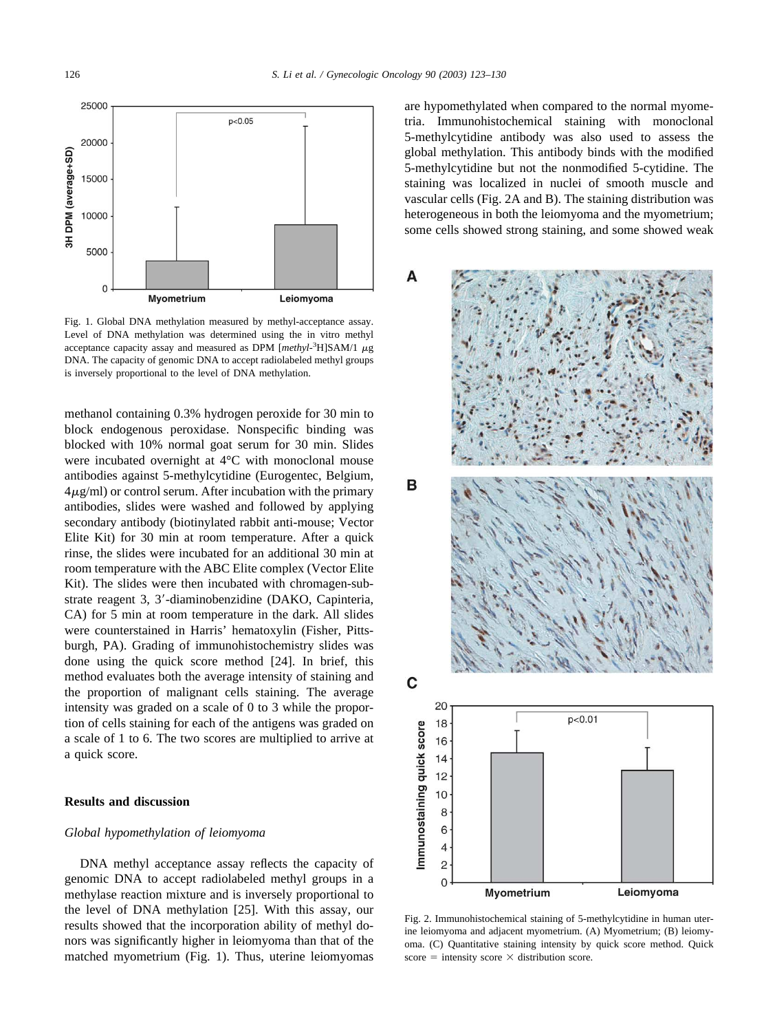Fig. 1. Global DNA methylation measured by methyl-acceptance assay. Level of DNA methylation was determined using the in vitro methyl acceptance capacity assay and measured as DPM [*methyl*-$^3$H]SAM/1 $\mu$g DNA. The capacity of genomic DNA to accept radiolabeled methyl groups is inversely proportional to the level of DNA methylation.

methanol containing 0.3% hydrogen peroxide for 30 min to block endogenous peroxidase. Nonspecific binding was blocked with 10% normal goat serum for 30 min. Slides were incubated overnight at 4°C with monoclonal mouse antibodies against 5-methylcytidine (Eurogentec, Belgium, 4$\mu$g/ml) or control serum. After incubation with the primary antibodies, slides were washed and followed by applying secondary antibody (biotinylated rabbit anti-mouse; Vector Elite Kit) for 30 min at room temperature. After a quick rinse, the slides were incubated for an additional 30 min at room temperature with the ABC Elite complex (Vector Elite Kit). The slides were then incubated with chromagen-substrate reagent 3, 3′-diaminobenzidine (DAKO, Capinteria, CA) for 5 min at room temperature in the dark. All slides were counterstained in Harris' hematoxylin (Fisher, Pittsburgh, PA). Grading of immunohistochemistry slides was done using the quick score method [24]. In brief, this method evaluates both the average intensity of staining and the proportion of malignant cells staining. The average intensity was graded on a scale of 0 to 3 while the proportion of cells staining for each of the antigens was graded on a scale of 1 to 6. The two scores are multiplied to arrive at a quick score.

## Results and discussion

### *Global hypomethylation of leiomyoma*

DNA methyl acceptance assay reflects the capacity of genomic DNA to accept radiolabeled methyl groups in a methylase reaction mixture and is inversely proportional to the level of DNA methylation [25]. With this assay, our results showed that the incorporation ability of methyl donors was significantly higher in leiomyoma than that of the matched myometrium (Fig. 1). Thus, uterine leiomyomas are hypomethylated when compared to the normal myometria. Immunohistochemical staining with monoclonal 5-methylcytidine antibody was also used to assess the global methylation. This antibody binds with the modified 5-methylcytidine but not the nonmodified 5-cytidine. The staining was localized in nuclei of smooth muscle and vascular cells (Fig. 2A and B). The staining distribution was heterogeneous in both the leiomyoma and the myometrium; some cells showed strong staining, and some showed weak

Fig. 2. Immunohistochemical staining of 5-methylcytidine in human uterine leiomyoma and adjacent myometrium. (A) Myometrium; (B) leiomyoma. (C) Quantitative staining intensity by quick score method. Quick score = intensity score × distribution score.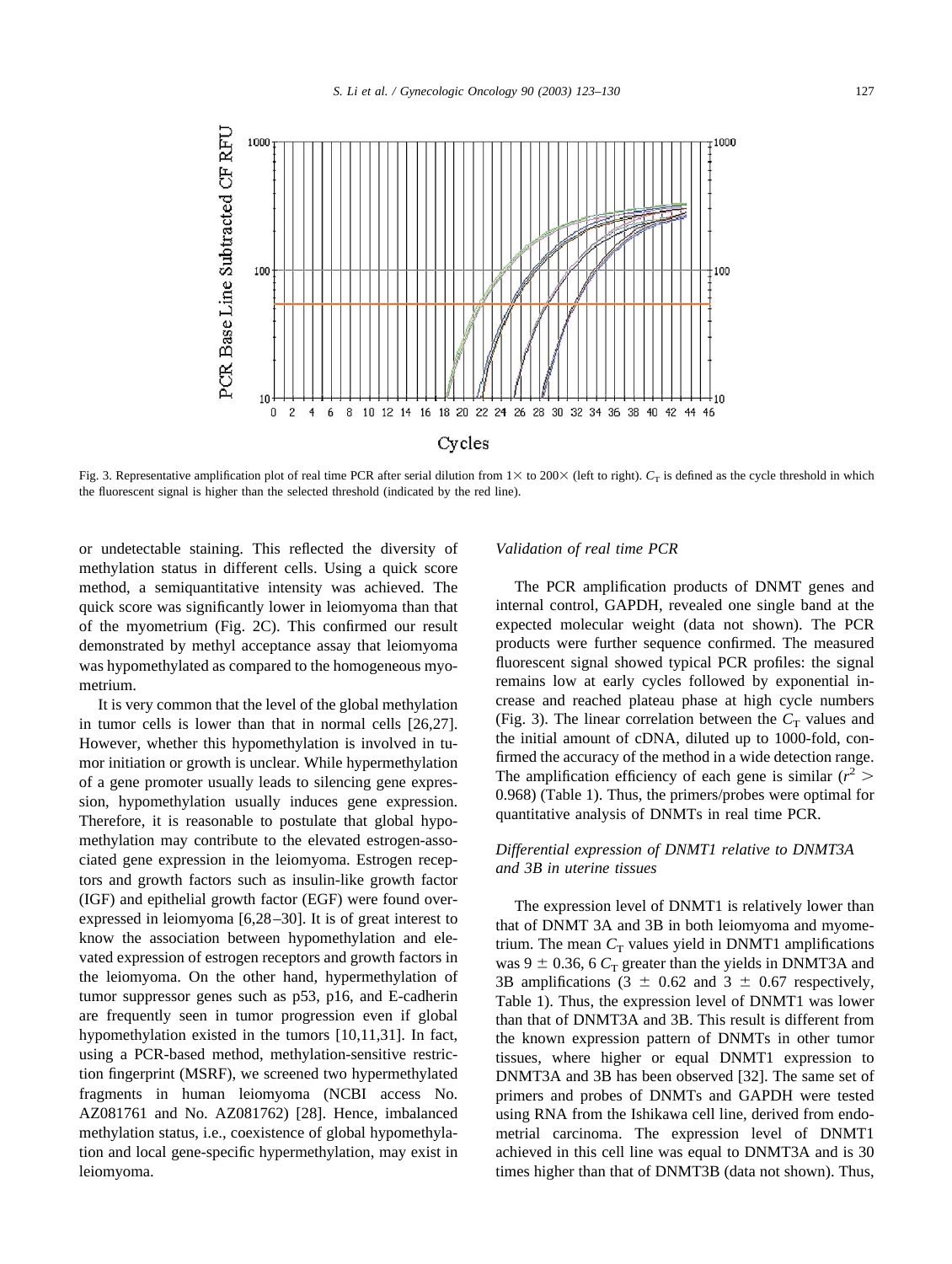Fig. 3. Representative amplification plot of real time PCR after serial dilution from 1× to 200× (left to right). $C_T$ is defined as the cycle threshold in which the fluorescent signal is higher than the selected threshold (indicated by the red line).

or undetectable staining. This reflected the diversity of methylation status in different cells. Using a quick score method, a semiquantitative intensity was achieved. The quick score was significantly lower in leiomyoma than that of the myometrium (Fig. 2C). This confirmed our result demonstrated by methyl acceptance assay that leiomyoma was hypomethylated as compared to the homogeneous myometrium.

It is very common that the level of the global methylation in tumor cells is lower than that in normal cells [26,27]. However, whether this hypomethylation is involved in tumor initiation or growth is unclear. While hypermethylation of a gene promoter usually leads to silencing gene expression, hypomethylation usually induces gene expression. Therefore, it is reasonable to postulate that global hypomethylation may contribute to the elevated estrogen-associated gene expression in the leiomyoma. Estrogen receptors and growth factors such as insulin-like growth factor (IGF) and epithelial growth factor (EGF) were found overexpressed in leiomyoma [6,28–30]. It is of great interest to know the association between hypomethylation and elevated expression of estrogen receptors and growth factors in the leiomyoma. On the other hand, hypermethylation of tumor suppressor genes such as p53, p16, and E-cadherin are frequently seen in tumor progression even if global hypomethylation existed in the tumors [10,11,31]. In fact, using a PCR-based method, methylation-sensitive restriction fingerprint (MSRF), we screened two hypermethylated fragments in human leiomyoma (NCBI access No. AZ081761 and No. AZ081762) [28]. Hence, imbalanced methylation status, i.e., coexistence of global hypomethylation and local gene-specific hypermethylation, may exist in leiomyoma.

### *Validation of real time PCR*

The PCR amplification products of DNMT genes and internal control, GAPDH, revealed one single band at the expected molecular weight (data not shown). The PCR products were further sequence confirmed. The measured fluorescent signal showed typical PCR profiles: the signal remains low at early cycles followed by exponential increase and reached plateau phase at high cycle numbers (Fig. 3). The linear correlation between the $C_T$ values and the initial amount of cDNA, diluted up to 1000-fold, confirmed the accuracy of the method in a wide detection range. The amplification efficiency of each gene is similar ($r^2 > 0.968$) (Table 1). Thus, the primers/probes were optimal for quantitative analysis of DNMTs in real time PCR.

### *Differential expression of DNMT1 relative to DNMT3A and 3B in uterine tissues*

The expression level of DNMT1 is relatively lower than that of DNMT 3A and 3B in both leiomyoma and myometrium. The mean $C_T$ values yield in DNMT1 amplifications was $9 \pm 0.36$, 6 $C_T$ greater than the yields in DNMT3A and 3B amplifications ($3 \pm 0.62$ and $3 \pm 0.67$ respectively, Table 1). Thus, the expression level of DNMT1 was lower than that of DNMT3A and 3B. This result is different from the known expression pattern of DNMTs in other tumor tissues, where higher or equal DNMT1 expression to DNMT3A and 3B has been observed [32]. The same set of primers and probes of DNMTs and GAPDH were tested using RNA from the Ishikawa cell line, derived from endometrial carcinoma. The expression level of DNMT1 achieved in this cell line was equal to DNMT3A and is 30 times higher than that of DNMT3B (data not shown). Thus,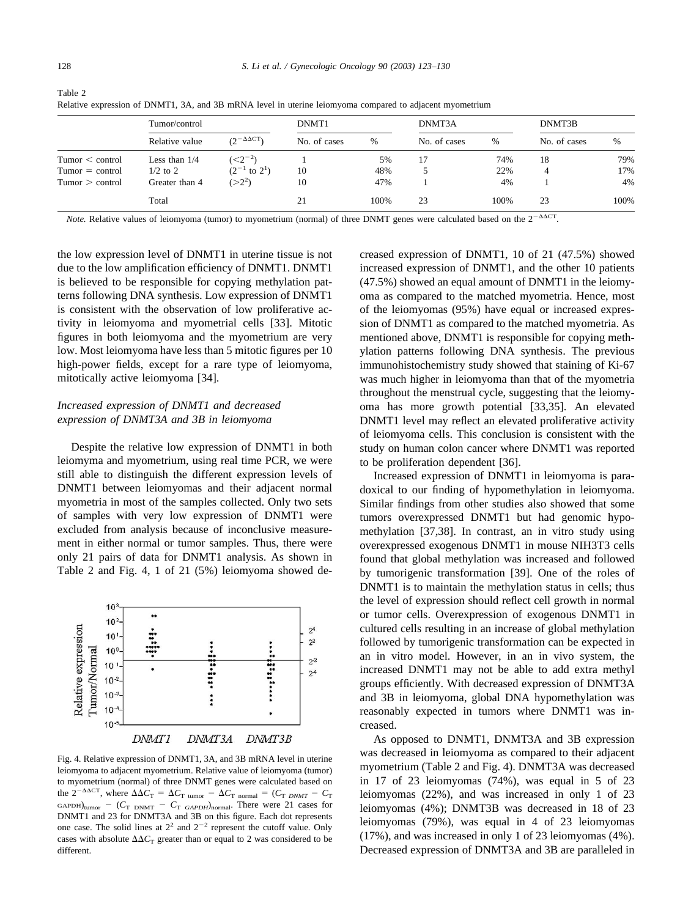Table 2
Relative expression of DNMT1, 3A, and 3B mRNA level in uterine leiomyoma compared to adjacent myometrium

| | Tumor/control | | DNMT1 | | DNMT3A | | DNMT3B | |
|---|---|---|---|---|---|---|---|---|
| | Relative value | $(2^{-\Delta\Delta CT})$ | No. of cases | % | No. of cases | % | No. of cases | % |
| Tumor < control | Less than 1/4 | $(<2^{-2})$ | 1 | 5% | 17 | 74% | 18 | 79% |
| Tumor = control | 1/2 to 2 | $(2^{-1}$ to $2^{1})$ | 10 | 48% | 5 | 22% | 4 | 17% |
| Tumor > control | Greater than 4 | $(>2^{2})$ | 10 | 47% | 1 | 4% | 1 | 4% |
| | Total | | 21 | 100% | 23 | 100% | 23 | 100% |

*Note.* Relative values of leiomyoma (tumor) to myometrium (normal) of three DNMT genes were calculated based on the $2^{-\Delta\Delta CT}$.

the low expression level of DNMT1 in uterine tissue is not due to the low amplification efficiency of DNMT1. DNMT1 is believed to be responsible for copying methylation patterns following DNA synthesis. Low expression of DNMT1 is consistent with the observation of low proliferative activity in leiomyoma and myometrial cells [33]. Mitotic figures in both leiomyoma and the myometrium are very low. Most leiomyoma have less than 5 mitotic figures per 10 high-power fields, except for a rare type of leiomyoma, mitotically active leiomyoma [34].

### *Increased expression of DNMT1 and decreased expression of DNMT3A and 3B in leiomyoma*

Despite the relative low expression of DNMT1 in both leiomyma and myometrium, using real time PCR, we were still able to distinguish the different expression levels of DNMT1 between leiomyomas and their adjacent normal myometria in most of the samples collected. Only two sets of samples with very low expression of DNMT1 were excluded from analysis because of inconclusive measurement in either normal or tumor samples. Thus, there were only 21 pairs of data for DNMT1 analysis. As shown in Table 2 and Fig. 4, 1 of 21 (5%) leiomyoma showed decreased expression of DNMT1, 10 of 21 (47.5%) showed increased expression of DNMT1, and the other 10 patients (47.5%) showed an equal amount of DNMT1 in the leiomyoma as compared to the matched myometria. Hence, most of the leiomyomas (95%) have equal or increased expression of DNMT1 as compared to the matched myometria. As mentioned above, DNMT1 is responsible for copying methylation patterns following DNA synthesis. The previous immunohistochemistry study showed that staining of Ki-67 was much higher in leiomyoma than that of the myometria throughout the menstrual cycle, suggesting that the leiomyoma has more growth potential [33,35]. An elevated DNMT1 level may reflect an elevated proliferative activity of leiomyoma cells. This conclusion is consistent with the study on human colon cancer where DNMT1 was reported to be proliferation dependent [36].

Fig. 4. Relative expression of DNMT1, 3A, and 3B mRNA level in uterine leiomyoma to adjacent myometrium. Relative value of leiomyoma (tumor) to myometrium (normal) of three DNMT genes were calculated based on the $2^{-\Delta\Delta CT}$, where $\Delta\Delta C_T = \Delta C_{T\ tumor} - \Delta C_{T\ normal} = (C_{T\ DNMT} - C_{T\ GAPDH})_{tumor} - (C_{T\ DNMT} - C_{T\ GAPDH})_{normal}$. There were 21 cases for DNMT1 and 23 for DNMT3A and 3B on this figure. Each dot represents one case. The solid lines at $2^2$ and $2^{-2}$ represent the cutoff value. Only cases with absolute $\Delta\Delta C_T$ greater than or equal to 2 was considered to be different.

Increased expression of DNMT1 in leiomyoma is paradoxical to our finding of hypomethylation in leiomyoma. Similar findings from other studies also showed that some tumors overexpressed DNMT1 but had genomic hypomethylation [37,38]. In contrast, an in vitro study using overexpressed exogenous DNMT1 in mouse NIH3T3 cells found that global methylation was increased and followed by tumorigenic transformation [39]. One of the roles of DNMT1 is to maintain the methylation status in cells; thus the level of expression should reflect cell growth in normal or tumor cells. Overexpression of exogenous DNMT1 in cultured cells resulting in an increase of global methylation followed by tumorigenic transformation can be expected in an in vitro model. However, in an in vivo system, the increased DNMT1 may not be able to add extra methyl groups efficiently. With decreased expression of DNMT3A and 3B in leiomyoma, global DNA hypomethylation was reasonably expected in tumors where DNMT1 was increased.

As opposed to DNMT1, DNMT3A and 3B expression was decreased in leiomyoma as compared to their adjacent myometrium (Table 2 and Fig. 4). DNMT3A was decreased in 17 of 23 leiomyomas (74%), was equal in 5 of 23 leiomyomas (22%), and was increased in only 1 of 23 leiomyomas (4%); DNMT3B was decreased in 18 of 23 leiomyomas (79%), was equal in 4 of 23 leiomyomas (17%), and was increased in only 1 of 23 leiomyomas (4%). Decreased expression of DNMT3A and 3B are paralleled in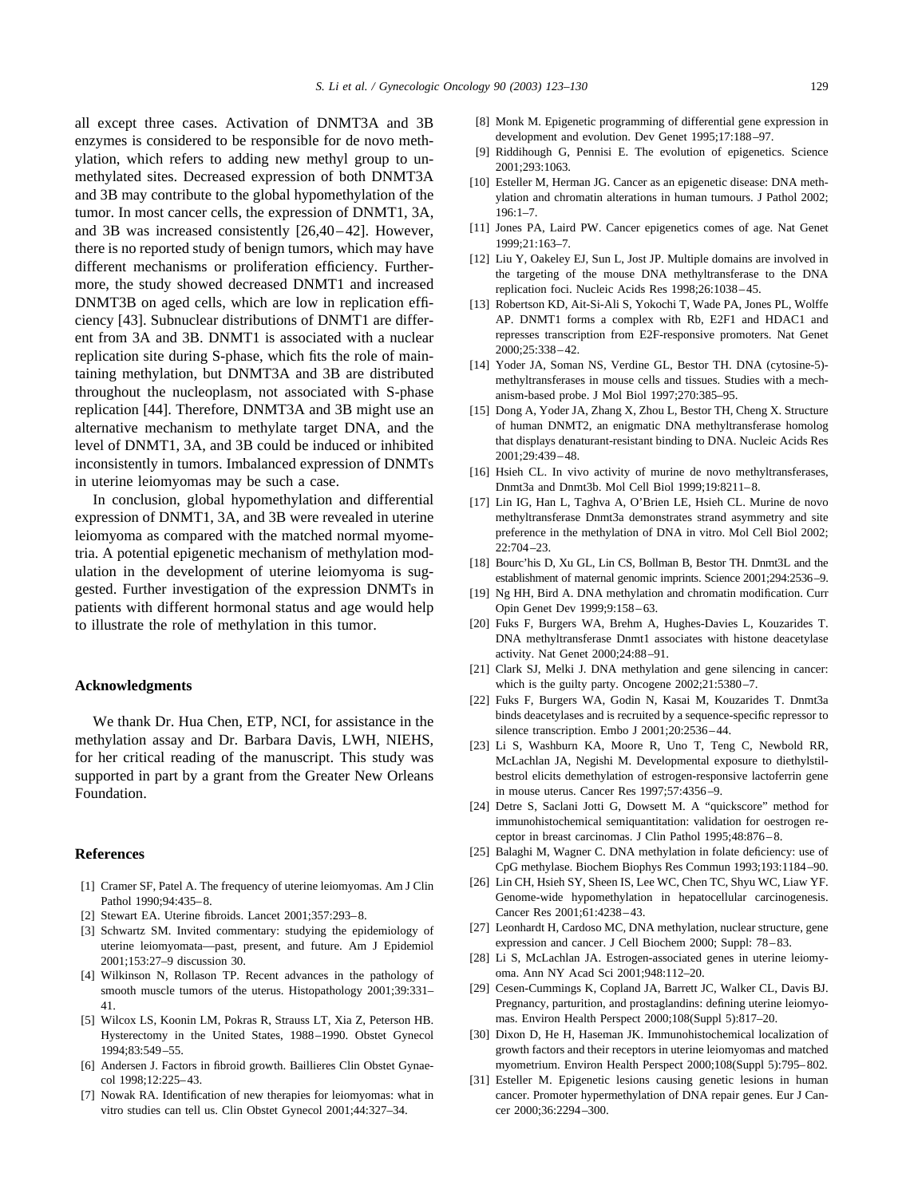all except three cases. Activation of DNMT3A and 3B enzymes is considered to be responsible for de novo methylation, which refers to adding new methyl group to unmethylated sites. Decreased expression of both DNMT3A and 3B may contribute to the global hypomethylation of the tumor. In most cancer cells, the expression of DNMT1, 3A, and 3B was increased consistently [26,40–42]. However, there is no reported study of benign tumors, which may have different mechanisms or proliferation efficiency. Furthermore, the study showed decreased DNMT1 and increased DNMT3B on aged cells, which are low in replication efficiency [43]. Subnuclear distributions of DNMT1 are different from 3A and 3B. DNMT1 is associated with a nuclear replication site during S-phase, which fits the role of maintaining methylation, but DNMT3A and 3B are distributed throughout the nucleoplasm, not associated with S-phase replication [44]. Therefore, DNMT3A and 3B might use an alternative mechanism to methylate target DNA, and the level of DNMT1, 3A, and 3B could be induced or inhibited inconsistently in tumors. Imbalanced expression of DNMTs in uterine leiomyomas may be such a case.

In conclusion, global hypomethylation and differential expression of DNMT1, 3A, and 3B were revealed in uterine leiomyoma as compared with the matched normal myometria. A potential epigenetic mechanism of methylation modulation in the development of uterine leiomyoma is suggested. Further investigation of the expression DNMTs in patients with different hormonal status and age would help to illustrate the role of methylation in this tumor.

## Acknowledgments

We thank Dr. Hua Chen, ETP, NCI, for assistance in the methylation assay and Dr. Barbara Davis, LWH, NIEHS, for her critical reading of the manuscript. This study was supported in part by a grant from the Greater New Orleans Foundation.

## References

[1] Cramer SF, Patel A. The frequency of uterine leiomyomas. Am J Clin Pathol 1990;94:435–8.

[2] Stewart EA. Uterine fibroids. Lancet 2001;357:293–8.

[3] Schwartz SM. Invited commentary: studying the epidemiology of uterine leiomyomata—past, present, and future. Am J Epidemiol 2001;153:27–9 discussion 30.

[4] Wilkinson N, Rollason TP. Recent advances in the pathology of smooth muscle tumors of the uterus. Histopathology 2001;39:331–41.

[5] Wilcox LS, Koonin LM, Pokras R, Strauss LT, Xia Z, Peterson HB. Hysterectomy in the United States, 1988–1990. Obstet Gynecol 1994;83:549–55.

[6] Andersen J. Factors in fibroid growth. Baillieres Clin Obstet Gynaecol 1998;12:225–43.

[7] Nowak RA. Identification of new therapies for leiomyomas: what in vitro studies can tell us. Clin Obstet Gynecol 2001;44:327–34.

[8] Monk M. Epigenetic programming of differential gene expression in development and evolution. Dev Genet 1995;17:188–97.

[9] Riddihough G, Pennisi E. The evolution of epigenetics. Science 2001;293:1063.

[10] Esteller M, Herman JG. Cancer as an epigenetic disease: DNA methylation and chromatin alterations in human tumours. J Pathol 2002; 196:1–7.

[11] Jones PA, Laird PW. Cancer epigenetics comes of age. Nat Genet 1999;21:163–7.

[12] Liu Y, Oakeley EJ, Sun L, Jost JP. Multiple domains are involved in the targeting of the mouse DNA methyltransferase to the DNA replication foci. Nucleic Acids Res 1998;26:1038–45.

[13] Robertson KD, Ait-Si-Ali S, Yokochi T, Wade PA, Jones PL, Wolffe AP. DNMT1 forms a complex with Rb, E2F1 and HDAC1 and represses transcription from E2F-responsive promoters. Nat Genet 2000;25:338–42.

[14] Yoder JA, Soman NS, Verdine GL, Bestor TH. DNA (cytosine-5)-methyltransferases in mouse cells and tissues. Studies with a mechanism-based probe. J Mol Biol 1997;270:385–95.

[15] Dong A, Yoder JA, Zhang X, Zhou L, Bestor TH, Cheng X. Structure of human DNMT2, an enigmatic DNA methyltransferase homolog that displays denaturant-resistant binding to DNA. Nucleic Acids Res 2001;29:439–48.

[16] Hsieh CL. In vivo activity of murine de novo methyltransferases, Dnmt3a and Dnmt3b. Mol Cell Biol 1999;19:8211–8.

[17] Lin IG, Han L, Taghva A, O'Brien LE, Hsieh CL. Murine de novo methyltransferase Dnmt3a demonstrates strand asymmetry and site preference in the methylation of DNA in vitro. Mol Cell Biol 2002; 22:704–23.

[18] Bourc'his D, Xu GL, Lin CS, Bollman B, Bestor TH. Dnmt3L and the establishment of maternal genomic imprints. Science 2001;294:2536–9.

[19] Ng HH, Bird A. DNA methylation and chromatin modification. Curr Opin Genet Dev 1999;9:158–63.

[20] Fuks F, Burgers WA, Brehm A, Hughes-Davies L, Kouzarides T. DNA methyltransferase Dnmt1 associates with histone deacetylase activity. Nat Genet 2000;24:88–91.

[21] Clark SJ, Melki J. DNA methylation and gene silencing in cancer: which is the guilty party. Oncogene 2002;21:5380–7.

[22] Fuks F, Burgers WA, Godin N, Kasai M, Kouzarides T. Dnmt3a binds deacetylases and is recruited by a sequence-specific repressor to silence transcription. Embo J 2001;20:2536–44.

[23] Li S, Washburn KA, Moore R, Uno T, Teng C, Newbold RR, McLachlan JA, Negishi M. Developmental exposure to diethylstilbestrol elicits demethylation of estrogen-responsive lactoferrin gene in mouse uterus. Cancer Res 1997;57:4356–9.

[24] Detre S, Saclani Jotti G, Dowsett M. A "quickscore" method for immunohistochemical semiquantitation: validation for oestrogen receptor in breast carcinomas. J Clin Pathol 1995;48:876–8.

[25] Balaghi M, Wagner C. DNA methylation in folate deficiency: use of CpG methylase. Biochem Biophys Res Commun 1993;193:1184–90.

[26] Lin CH, Hsieh SY, Sheen IS, Lee WC, Chen TC, Shyu WC, Liaw YF. Genome-wide hypomethylation in hepatocellular carcinogenesis. Cancer Res 2001;61:4238–43.

[27] Leonhardt H, Cardoso MC, DNA methylation, nuclear structure, gene expression and cancer. J Cell Biochem 2000; Suppl: 78–83.

[28] Li S, McLachlan JA. Estrogen-associated genes in uterine leiomyoma. Ann NY Acad Sci 2001;948:112–20.

[29] Cesen-Cummings K, Copland JA, Barrett JC, Walker CL, Davis BJ. Pregnancy, parturition, and prostaglandins: defining uterine leiomyomas. Environ Health Perspect 2000;108(Suppl 5):817–20.

[30] Dixon D, He H, Haseman JK. Immunohistochemical localization of growth factors and their receptors in uterine leiomyomas and matched myometrium. Environ Health Perspect 2000;108(Suppl 5):795–802.

[31] Esteller M. Epigenetic lesions causing genetic lesions in human cancer. Promoter hypermethylation of DNA repair genes. Eur J Cancer 2000;36:2294–300.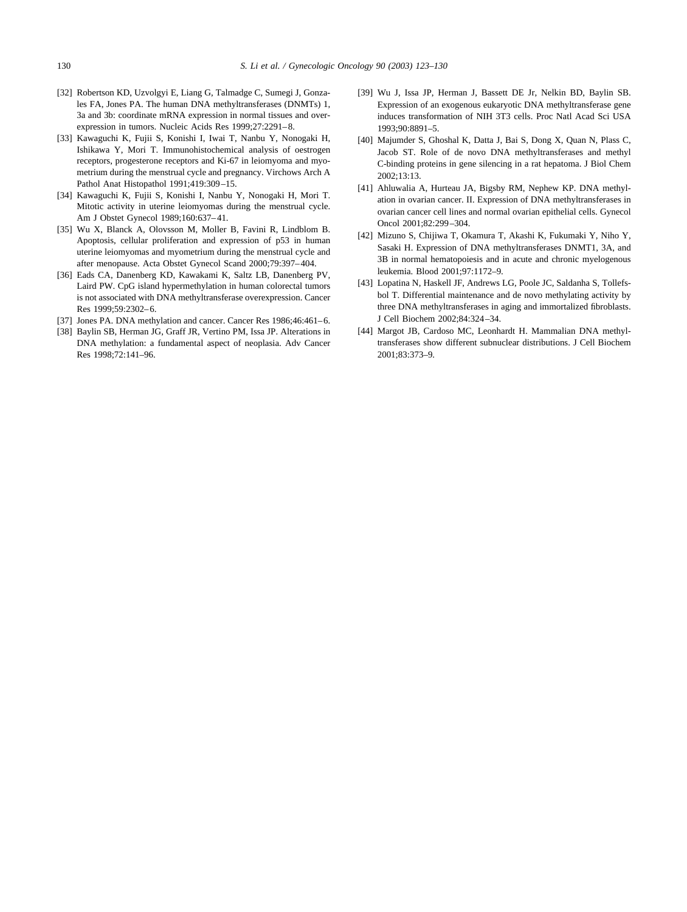[32] Robertson KD, Uzvolgyi E, Liang G, Talmadge C, Sumegi J, Gonzales FA, Jones PA. The human DNA methyltransferases (DNMTs) 1, 3a and 3b: coordinate mRNA expression in normal tissues and overexpression in tumors. Nucleic Acids Res 1999;27:2291–8.

[33] Kawaguchi K, Fujii S, Konishi I, Iwai T, Nanbu Y, Nonogaki H, Ishikawa Y, Mori T. Immunohistochemical analysis of oestrogen receptors, progesterone receptors and Ki-67 in leiomyoma and myometrium during the menstrual cycle and pregnancy. Virchows Arch A Pathol Anat Histopathol 1991;419:309–15.

[34] Kawaguchi K, Fujii S, Konishi I, Nanbu Y, Nonogaki H, Mori T. Mitotic activity in uterine leiomyomas during the menstrual cycle. Am J Obstet Gynecol 1989;160:637–41.

[35] Wu X, Blanck A, Olovsson M, Moller B, Favini R, Lindblom B. Apoptosis, cellular proliferation and expression of p53 in human uterine leiomyomas and myometrium during the menstrual cycle and after menopause. Acta Obstet Gynecol Scand 2000;79:397–404.

[36] Eads CA, Danenberg KD, Kawakami K, Saltz LB, Danenberg PV, Laird PW. CpG island hypermethylation in human colorectal tumors is not associated with DNA methyltransferase overexpression. Cancer Res 1999;59:2302–6.

[37] Jones PA. DNA methylation and cancer. Cancer Res 1986;46:461–6.

[38] Baylin SB, Herman JG, Graff JR, Vertino PM, Issa JP. Alterations in DNA methylation: a fundamental aspect of neoplasia. Adv Cancer Res 1998;72:141–96.

[39] Wu J, Issa JP, Herman J, Bassett DE Jr, Nelkin BD, Baylin SB. Expression of an exogenous eukaryotic DNA methyltransferase gene induces transformation of NIH 3T3 cells. Proc Natl Acad Sci USA 1993;90:8891–5.

[40] Majumder S, Ghoshal K, Datta J, Bai S, Dong X, Quan N, Plass C, Jacob ST. Role of de novo DNA methyltransferases and methyl C-binding proteins in gene silencing in a rat hepatoma. J Biol Chem 2002;13:13.

[41] Ahluwalia A, Hurteau JA, Bigsby RM, Nephew KP. DNA methylation in ovarian cancer. II. Expression of DNA methyltransferases in ovarian cancer cell lines and normal ovarian epithelial cells. Gynecol Oncol 2001;82:299–304.

[42] Mizuno S, Chijiwa T, Okamura T, Akashi K, Fukumaki Y, Niho Y, Sasaki H. Expression of DNA methyltransferases DNMT1, 3A, and 3B in normal hematopoiesis and in acute and chronic myelogenous leukemia. Blood 2001;97:1172–9.

[43] Lopatina N, Haskell JF, Andrews LG, Poole JC, Saldanha S, Tollefsbol T. Differential maintenance and de novo methylating activity by three DNA methyltransferases in aging and immortalized fibroblasts. J Cell Biochem 2002;84:324–34.

[44] Margot JB, Cardoso MC, Leonhardt H. Mammalian DNA methyltransferases show different subnuclear distributions. J Cell Biochem 2001;83:373–9.